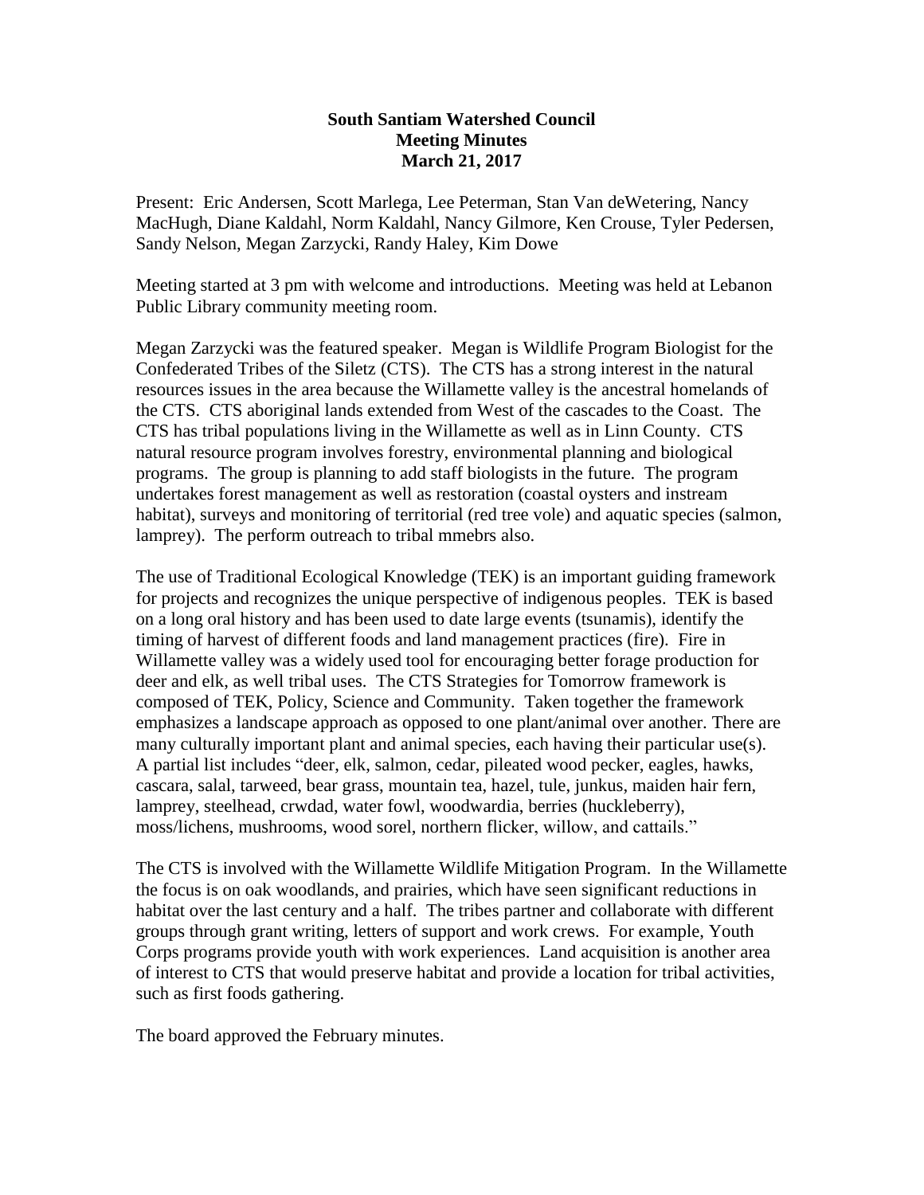# South Santiam Watershed Council
## Meeting Minutes
### March 21, 2017

Present: Eric Andersen, Scott Marlega, Lee Peterman, Stan Van deWetering, Nancy MacHugh, Diane Kaldahl, Norm Kaldahl, Nancy Gilmore, Ken Crouse, Tyler Pedersen, Sandy Nelson, Megan Zarzycki, Randy Haley, Kim Dowe

Meeting started at 3 pm with welcome and introductions. Meeting was held at Lebanon Public Library community meeting room.

Megan Zarzycki was the featured speaker. Megan is Wildlife Program Biologist for the Confederated Tribes of the Siletz (CTS). The CTS has a strong interest in the natural resources issues in the area because the Willamette valley is the ancestral homelands of the CTS. CTS aboriginal lands extended from West of the cascades to the Coast. The CTS has tribal populations living in the Willamette as well as in Linn County. CTS natural resource program involves forestry, environmental planning and biological programs. The group is planning to add staff biologists in the future. The program undertakes forest management as well as restoration (coastal oysters and instream habitat), surveys and monitoring of territorial (red tree vole) and aquatic species (salmon, lamprey). The perform outreach to tribal mmebrs also.

The use of Traditional Ecological Knowledge (TEK) is an important guiding framework for projects and recognizes the unique perspective of indigenous peoples. TEK is based on a long oral history and has been used to date large events (tsunamis), identify the timing of harvest of different foods and land management practices (fire). Fire in Willamette valley was a widely used tool for encouraging better forage production for deer and elk, as well tribal uses. The CTS Strategies for Tomorrow framework is composed of TEK, Policy, Science and Community. Taken together the framework emphasizes a landscape approach as opposed to one plant/animal over another. There are many culturally important plant and animal species, each having their particular use(s). A partial list includes "deer, elk, salmon, cedar, pileated wood pecker, eagles, hawks, cascara, salal, tarweed, bear grass, mountain tea, hazel, tule, junkus, maiden hair fern, lamprey, steelhead, crwdad, water fowl, woodwardia, berries (huckleberry), moss/lichens, mushrooms, wood sorel, northern flicker, willow, and cattails."

The CTS is involved with the Willamette Wildlife Mitigation Program. In the Willamette the focus is on oak woodlands, and prairies, which have seen significant reductions in habitat over the last century and a half. The tribes partner and collaborate with different groups through grant writing, letters of support and work crews. For example, Youth Corps programs provide youth with work experiences. Land acquisition is another area of interest to CTS that would preserve habitat and provide a location for tribal activities, such as first foods gathering.

The board approved the February minutes.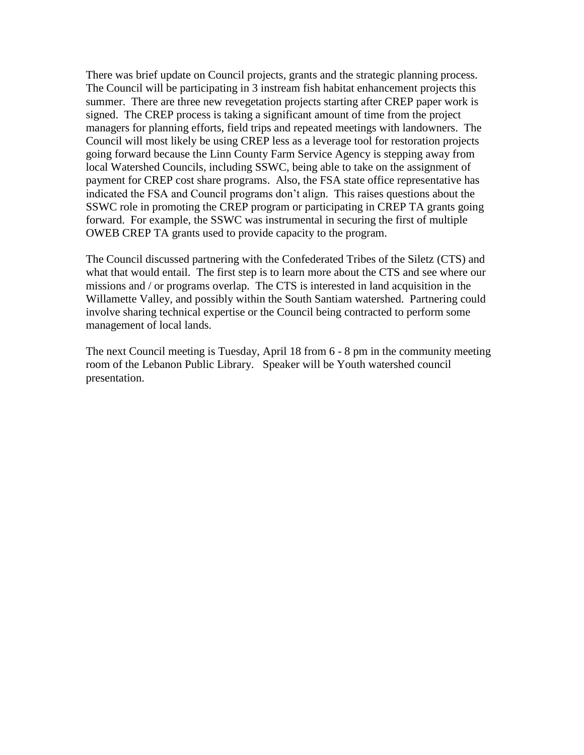There was brief update on Council projects, grants and the strategic planning process. The Council will be participating in 3 instream fish habitat enhancement projects this summer. There are three new revegetation projects starting after CREP paper work is signed. The CREP process is taking a significant amount of time from the project managers for planning efforts, field trips and repeated meetings with landowners. The Council will most likely be using CREP less as a leverage tool for restoration projects going forward because the Linn County Farm Service Agency is stepping away from local Watershed Councils, including SSWC, being able to take on the assignment of payment for CREP cost share programs. Also, the FSA state office representative has indicated the FSA and Council programs don't align. This raises questions about the SSWC role in promoting the CREP program or participating in CREP TA grants going forward. For example, the SSWC was instrumental in securing the first of multiple OWEB CREP TA grants used to provide capacity to the program.

The Council discussed partnering with the Confederated Tribes of the Siletz (CTS) and what that would entail. The first step is to learn more about the CTS and see where our missions and / or programs overlap. The CTS is interested in land acquisition in the Willamette Valley, and possibly within the South Santiam watershed. Partnering could involve sharing technical expertise or the Council being contracted to perform some management of local lands.

The next Council meeting is Tuesday, April 18 from 6 - 8 pm in the community meeting room of the Lebanon Public Library. Speaker will be Youth watershed council presentation.